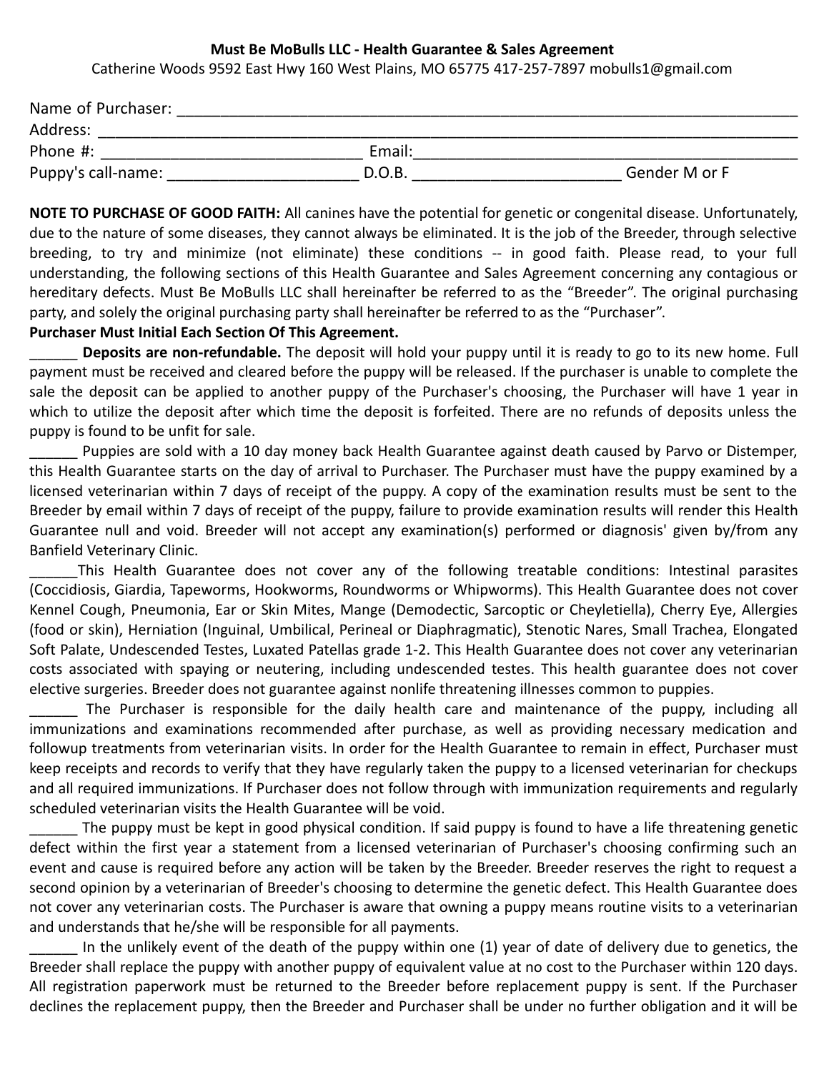**Must Be MoBulls LLC - Health Guarantee & Sales Agreement**

Catherine Woods 9592 East Hwy 160 West Plains, MO 65775 417-257-7897 mobulls1@gmail.com

Name of Purchaser: ___________________________________________________________________

Address: ___________________________________________________________________________

Phone #: _____________________________ Email:_____________________________________________

Puppy's call-name: _____________________ D.O.B. _______________________ Gender M or F

**NOTE TO PURCHASE OF GOOD FAITH:** All canines have the potential for genetic or congenital disease. Unfortunately, due to the nature of some diseases, they cannot always be eliminated. It is the job of the Breeder, through selective breeding, to try and minimize (not eliminate) these conditions -- in good faith. Please read, to your full understanding, the following sections of this Health Guarantee and Sales Agreement concerning any contagious or hereditary defects. Must Be MoBulls LLC shall hereinafter be referred to as the "Breeder". The original purchasing party, and solely the original purchasing party shall hereinafter be referred to as the "Purchaser".

**Purchaser Must Initial Each Section Of This Agreement.**

______ **Deposits are non-refundable.** The deposit will hold your puppy until it is ready to go to its new home. Full payment must be received and cleared before the puppy will be released. If the purchaser is unable to complete the sale the deposit can be applied to another puppy of the Purchaser's choosing, the Purchaser will have 1 year in which to utilize the deposit after which time the deposit is forfeited. There are no refunds of deposits unless the puppy is found to be unfit for sale.

______ Puppies are sold with a 10 day money back Health Guarantee against death caused by Parvo or Distemper, this Health Guarantee starts on the day of arrival to Purchaser. The Purchaser must have the puppy examined by a licensed veterinarian within 7 days of receipt of the puppy. A copy of the examination results must be sent to the Breeder by email within 7 days of receipt of the puppy, failure to provide examination results will render this Health Guarantee null and void. Breeder will not accept any examination(s) performed or diagnosis' given by/from any Banfield Veterinary Clinic.

______This Health Guarantee does not cover any of the following treatable conditions: Intestinal parasites (Coccidiosis, Giardia, Tapeworms, Hookworms, Roundworms or Whipworms). This Health Guarantee does not cover Kennel Cough, Pneumonia, Ear or Skin Mites, Mange (Demodectic, Sarcoptic or Cheyletiella), Cherry Eye, Allergies (food or skin), Herniation (Inguinal, Umbilical, Perineal or Diaphragmatic), Stenotic Nares, Small Trachea, Elongated Soft Palate, Undescended Testes, Luxated Patellas grade 1-2. This Health Guarantee does not cover any veterinarian costs associated with spaying or neutering, including undescended testes. This health guarantee does not cover elective surgeries. Breeder does not guarantee against nonlife threatening illnesses common to puppies.

______ The Purchaser is responsible for the daily health care and maintenance of the puppy, including all immunizations and examinations recommended after purchase, as well as providing necessary medication and followup treatments from veterinarian visits. In order for the Health Guarantee to remain in effect, Purchaser must keep receipts and records to verify that they have regularly taken the puppy to a licensed veterinarian for checkups and all required immunizations. If Purchaser does not follow through with immunization requirements and regularly scheduled veterinarian visits the Health Guarantee will be void.

______ The puppy must be kept in good physical condition. If said puppy is found to have a life threatening genetic defect within the first year a statement from a licensed veterinarian of Purchaser's choosing confirming such an event and cause is required before any action will be taken by the Breeder. Breeder reserves the right to request a second opinion by a veterinarian of Breeder's choosing to determine the genetic defect. This Health Guarantee does not cover any veterinarian costs. The Purchaser is aware that owning a puppy means routine visits to a veterinarian and understands that he/she will be responsible for all payments.

______ In the unlikely event of the death of the puppy within one (1) year of date of delivery due to genetics, the Breeder shall replace the puppy with another puppy of equivalent value at no cost to the Purchaser within 120 days. All registration paperwork must be returned to the Breeder before replacement puppy is sent. If the Purchaser declines the replacement puppy, then the Breeder and Purchaser shall be under no further obligation and it will be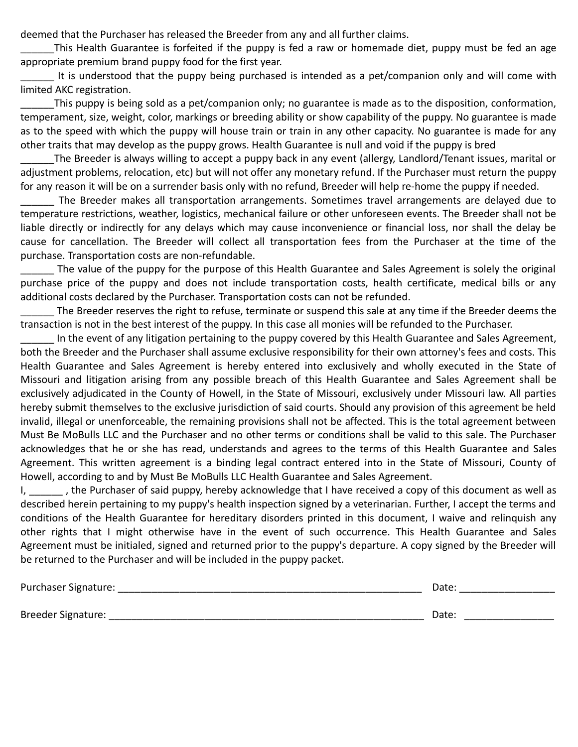deemed that the Purchaser has released the Breeder from any and all further claims.

______This Health Guarantee is forfeited if the puppy is fed a raw or homemade diet, puppy must be fed an age appropriate premium brand puppy food for the first year.

______ It is understood that the puppy being purchased is intended as a pet/companion only and will come with limited AKC registration.

______This puppy is being sold as a pet/companion only; no guarantee is made as to the disposition, conformation, temperament, size, weight, color, markings or breeding ability or show capability of the puppy. No guarantee is made as to the speed with which the puppy will house train or train in any other capacity. No guarantee is made for any other traits that may develop as the puppy grows. Health Guarantee is null and void if the puppy is bred

______The Breeder is always willing to accept a puppy back in any event (allergy, Landlord/Tenant issues, marital or adjustment problems, relocation, etc) but will not offer any monetary refund. If the Purchaser must return the puppy for any reason it will be on a surrender basis only with no refund, Breeder will help re-home the puppy if needed.

______ The Breeder makes all transportation arrangements. Sometimes travel arrangements are delayed due to temperature restrictions, weather, logistics, mechanical failure or other unforeseen events. The Breeder shall not be liable directly or indirectly for any delays which may cause inconvenience or financial loss, nor shall the delay be cause for cancellation. The Breeder will collect all transportation fees from the Purchaser at the time of the purchase. Transportation costs are non-refundable.

______ The value of the puppy for the purpose of this Health Guarantee and Sales Agreement is solely the original purchase price of the puppy and does not include transportation costs, health certificate, medical bills or any additional costs declared by the Purchaser. Transportation costs can not be refunded.

______ The Breeder reserves the right to refuse, terminate or suspend this sale at any time if the Breeder deems the transaction is not in the best interest of the puppy. In this case all monies will be refunded to the Purchaser.

______ In the event of any litigation pertaining to the puppy covered by this Health Guarantee and Sales Agreement, both the Breeder and the Purchaser shall assume exclusive responsibility for their own attorney's fees and costs. This Health Guarantee and Sales Agreement is hereby entered into exclusively and wholly executed in the State of Missouri and litigation arising from any possible breach of this Health Guarantee and Sales Agreement shall be exclusively adjudicated in the County of Howell, in the State of Missouri, exclusively under Missouri law. All parties hereby submit themselves to the exclusive jurisdiction of said courts. Should any provision of this agreement be held invalid, illegal or unenforceable, the remaining provisions shall not be affected. This is the total agreement between Must Be MoBulls LLC and the Purchaser and no other terms or conditions shall be valid to this sale. The Purchaser acknowledges that he or she has read, understands and agrees to the terms of this Health Guarantee and Sales Agreement. This written agreement is a binding legal contract entered into in the State of Missouri, County of Howell, according to and by Must Be MoBulls LLC Health Guarantee and Sales Agreement.

I, ______ , the Purchaser of said puppy, hereby acknowledge that I have received a copy of this document as well as described herein pertaining to my puppy's health inspection signed by a veterinarian. Further, I accept the terms and conditions of the Health Guarantee for hereditary disorders printed in this document, I waive and relinquish any other rights that I might otherwise have in the event of such occurrence. This Health Guarantee and Sales Agreement must be initialed, signed and returned prior to the puppy's departure. A copy signed by the Breeder will be returned to the Purchaser and will be included in the puppy packet.

Purchaser Signature: ________________________________________________________ Date: _________________

Breeder Signature: __________________________________________________________ Date: ________________